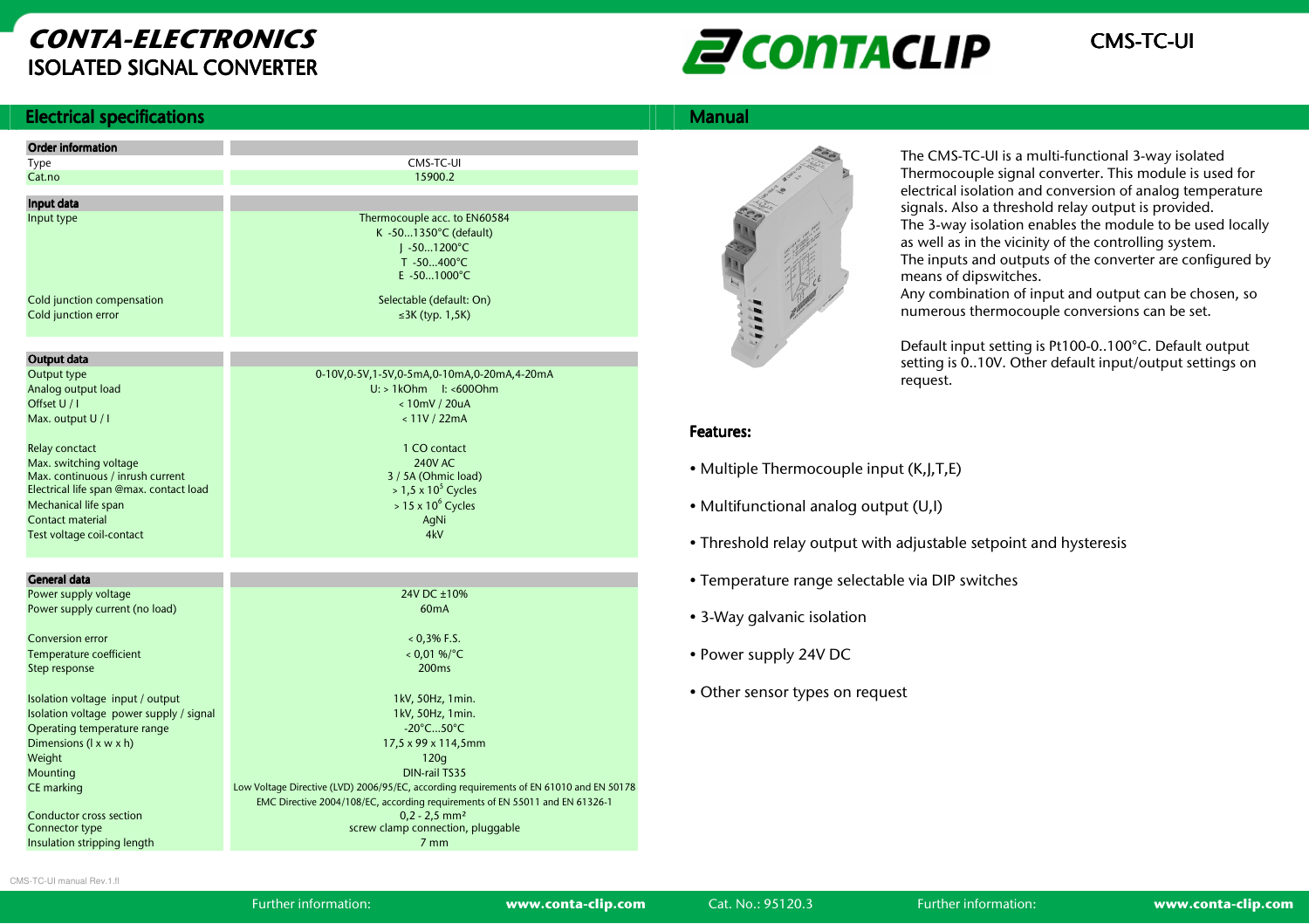# CONTA-ELECTRONICS
## ISOLATED SIGNAL CONVERTER

CONTACLIP

CMS-TC-UI

## Electrical specifications

| **Order information** | |
|---|---|
| Type | CMS-TC-UI |
| Cat.no | 15900.2 |
| **Input data** | |
| Input type | Thermocouple acc. to EN60584<br>K -50...1350°C (default)<br>J -50...1200°C<br>T -50...400°C<br>E -50...1000°C |
| Cold junction compensation | Selectable (default: On) |
| Cold junction error | ≤3K (typ. 1,5K) |
| **Output data** | |
| Output type | 0-10V,0-5V,1-5V,0-5mA,0-10mA,0-20mA,4-20mA |
| Analog output load | U: > 1kOhm  I: <600Ohm |
| Offset U / I | < 10mV / 20uA |
| Max. output U / I | < 11V / 22mA |
| Relay contact | 1 CO contact |
| Max. switching voltage | 240V AC |
| Max. continuous / inrush current | 3 / 5A (Ohmic load) |
| Electrical life span @max. contact load | > 1,5 x $10^5$ Cycles |
| Mechanical life span | > 15 x $10^6$ Cycles |
| Contact material | AgNi |
| Test voltage coil-contact | 4kV |
| **General data** | |
| Power supply voltage | 24V DC ±10% |
| Power supply current (no load) | 60mA |
| Conversion error | < 0,3% F.S. |
| Temperature coefficient | < 0,01 %/°C |
| Step response | 200ms |
| Isolation voltage input / output | 1kV, 50Hz, 1min. |
| Isolation voltage power supply / signal | 1kV, 50Hz, 1min. |
| Operating temperature range | -20°C...50°C |
| Dimensions (l x w x h) | 17,5 x 99 x 114,5mm |
| Weight | 120g |
| Mounting | DIN-rail TS35 |
| CE marking | Low Voltage Directive (LVD) 2006/95/EC, according requirements of EN 61010 and EN 50178<br>EMC Directive 2004/108/EC, according requirements of EN 55011 and EN 61326-1 |
| Conductor cross section | 0,2 - 2,5 mm² |
| Connector type | screw clamp connection, pluggable |
| Insulation stripping length | 7 mm |

## Manual

The CMS-TC-UI is a multi-functional 3-way isolated Thermocouple signal converter. This module is used for electrical isolation and conversion of analog temperature signals. Also a threshold relay output is provided.
The 3-way isolation enables the module to be used locally as well as in the vicinity of the controlling system.
The inputs and outputs of the converter are configured by means of dipswitches.
Any combination of input and output can be chosen, so numerous thermocouple conversions can be set.

Default input setting is Pt100-0..100°C. Default output setting is 0..10V. Other default input/output settings on request.

### Features:

- Multiple Thermocouple input (K,J,T,E)
- Multifunctional analog output (U,I)
- Threshold relay output with adjustable setpoint and hysteresis
- Temperature range selectable via DIP switches
- 3-Way galvanic isolation
- Power supply 24V DC
- Other sensor types on request

CMS-TC-UI manual Rev.1.II

Further information: **www.conta-clip.com** Cat. No.: 95120.3 Further information: **www.conta-clip.com**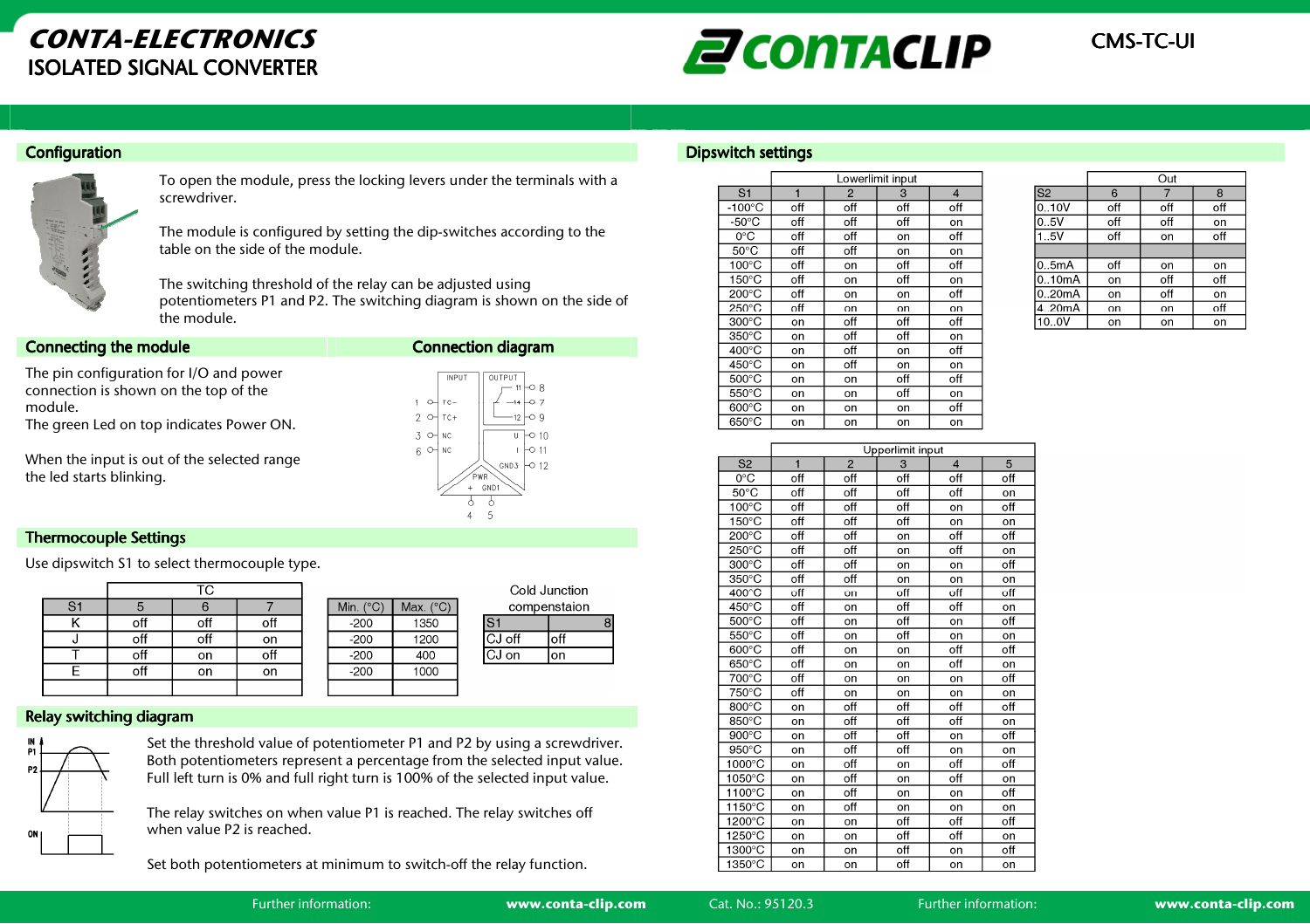# CONTA-ELECTRONICS
## ISOLATED SIGNAL CONVERTER

CMS-TC-UI

## Configuration

To open the module, press the locking levers under the terminals with a screwdriver.

The module is configured by setting the dip-switches according to the table on the side of the module.

The switching threshold of the relay can be adjusted using potentiometers P1 and P2. The switching diagram is shown on the side of the module.

## Connecting the module

The pin configuration for I/O and power connection is shown on the top of the module.
The green Led on top indicates Power ON.

When the input is out of the selected range the led starts blinking.

## Connection diagram

INPUT
OUTPUT
1 TC−
2 TC+
3 NC
6 NC
11 8
14 7
12 9
U 10
I 11
GND3 12
PWR
+ GND1
4 5

## Thermocouple Settings

Use dipswitch S1 to select thermocouple type.

| | TC | | | | |
|---|---|---|---|---|---|
| S1 | 5 | 6 | 7 | Min. (°C) | Max. (°C) |
| K | off | off | off | -200 | 1350 |
| J | off | off | on | -200 | 1200 |
| T | off | on | off | -200 | 400 |
| E | off | on | on | -200 | 1000 |

Cold Junction compenstaion

| S1 | 8 |
|---|---|
| CJ off | off |
| CJ on | on |

## Relay switching diagram

IN
P1
P2
ON

Set the threshold value of potentiometer P1 and P2 by using a screwdriver. Both potentiometers represent a percentage from the selected input value. Full left turn is 0% and full right turn is 100% of the selected input value.

The relay switches on when value P1 is reached. The relay switches off when value P2 is reached.

Set both potentiometers at minimum to switch-off the relay function.

## Dipswitch settings

| | Lowerlimit input | | | |
|---|---|---|---|---|
| S1 | 1 | 2 | 3 | 4 |
| -100°C | off | off | off | off |
| -50°C | off | off | off | on |
| 0°C | off | off | on | off |
| 50°C | off | off | on | on |
| 100°C | off | on | off | off |
| 150°C | off | on | off | on |
| 200°C | off | on | on | off |
| 250°C | off | on | on | on |
| 300°C | on | off | off | off |
| 350°C | on | off | off | on |
| 400°C | on | off | on | off |
| 450°C | on | off | on | on |
| 500°C | on | on | off | off |
| 550°C | on | on | off | on |
| 600°C | on | on | on | off |
| 650°C | on | on | on | on |

| | Out | | |
|---|---|---|---|
| S2 | 6 | 7 | 8 |
| 0..10V | off | off | off |
| 0..5V | off | off | on |
| 1..5V | off | on | off |
| | | | |
| 0..5mA | off | on | on |
| 0..10mA | on | off | off |
| 0..20mA | on | off | on |
| 4..20mA | on | on | off |
| 10..0V | on | on | on |

| | Upperlimit input | | | | |
|---|---|---|---|---|---|
| S2 | 1 | 2 | 3 | 4 | 5 |
| 0°C | off | off | off | off | off |
| 50°C | off | off | off | off | on |
| 100°C | off | off | off | on | off |
| 150°C | off | off | off | on | on |
| 200°C | off | off | on | off | off |
| 250°C | off | off | on | off | on |
| 300°C | off | off | on | on | off |
| 350°C | off | off | on | on | on |
| 400°C | off | on | off | off | off |
| 450°C | off | on | off | off | on |
| 500°C | off | on | off | on | off |
| 550°C | off | on | off | on | on |
| 600°C | off | on | on | off | off |
| 650°C | off | on | on | off | on |
| 700°C | off | on | on | on | off |
| 750°C | off | on | on | on | on |
| 800°C | on | off | off | off | off |
| 850°C | on | off | off | off | on |
| 900°C | on | off | off | on | off |
| 950°C | on | off | off | on | on |
| 1000°C | on | off | on | off | off |
| 1050°C | on | off | on | off | on |
| 1100°C | on | off | on | on | off |
| 1150°C | on | off | on | on | on |
| 1200°C | on | on | off | off | off |
| 1250°C | on | on | off | off | on |
| 1300°C | on | on | off | on | off |
| 1350°C | on | on | off | on | on |

Further information: www.conta-clip.com Cat. No.: 95120.3 Further information: www.conta-clip.com